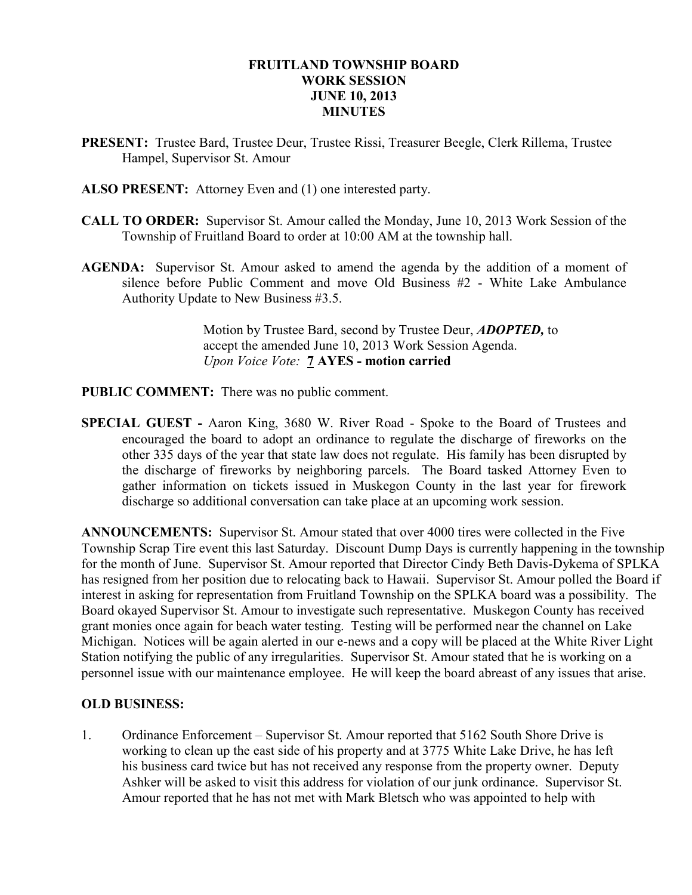# FRUITLAND TOWNSHIP BOARD
# WORK SESSION
# JUNE 10, 2013
# MINUTES

**PRESENT:** Trustee Bard, Trustee Deur, Trustee Rissi, Treasurer Beegle, Clerk Rillema, Trustee Hampel, Supervisor St. Amour

**ALSO PRESENT:** Attorney Even and (1) one interested party.

**CALL TO ORDER:** Supervisor St. Amour called the Monday, June 10, 2013 Work Session of the Township of Fruitland Board to order at 10:00 AM at the township hall.

**AGENDA:** Supervisor St. Amour asked to amend the agenda by the addition of a moment of silence before Public Comment and move Old Business #2 - White Lake Ambulance Authority Update to New Business #3.5.

> Motion by Trustee Bard, second by Trustee Deur, ***ADOPTED,*** to accept the amended June 10, 2013 Work Session Agenda.
> *Upon Voice Vote:* **7 AYES - motion carried**

**PUBLIC COMMENT:** There was no public comment.

**SPECIAL GUEST -** Aaron King, 3680 W. River Road - Spoke to the Board of Trustees and encouraged the board to adopt an ordinance to regulate the discharge of fireworks on the other 335 days of the year that state law does not regulate. His family has been disrupted by the discharge of fireworks by neighboring parcels. The Board tasked Attorney Even to gather information on tickets issued in Muskegon County in the last year for firework discharge so additional conversation can take place at an upcoming work session.

**ANNOUNCEMENTS:** Supervisor St. Amour stated that over 4000 tires were collected in the Five Township Scrap Tire event this last Saturday. Discount Dump Days is currently happening in the township for the month of June. Supervisor St. Amour reported that Director Cindy Beth Davis-Dykema of SPLKA has resigned from her position due to relocating back to Hawaii. Supervisor St. Amour polled the Board if interest in asking for representation from Fruitland Township on the SPLKA board was a possibility. The Board okayed Supervisor St. Amour to investigate such representative. Muskegon County has received grant monies once again for beach water testing. Testing will be performed near the channel on Lake Michigan. Notices will be again alerted in our e-news and a copy will be placed at the White River Light Station notifying the public of any irregularities. Supervisor St. Amour stated that he is working on a personnel issue with our maintenance employee. He will keep the board abreast of any issues that arise.

**OLD BUSINESS:**

1. Ordinance Enforcement – Supervisor St. Amour reported that 5162 South Shore Drive is working to clean up the east side of his property and at 3775 White Lake Drive, he has left his business card twice but has not received any response from the property owner. Deputy Ashker will be asked to visit this address for violation of our junk ordinance. Supervisor St. Amour reported that he has not met with Mark Bletsch who was appointed to help with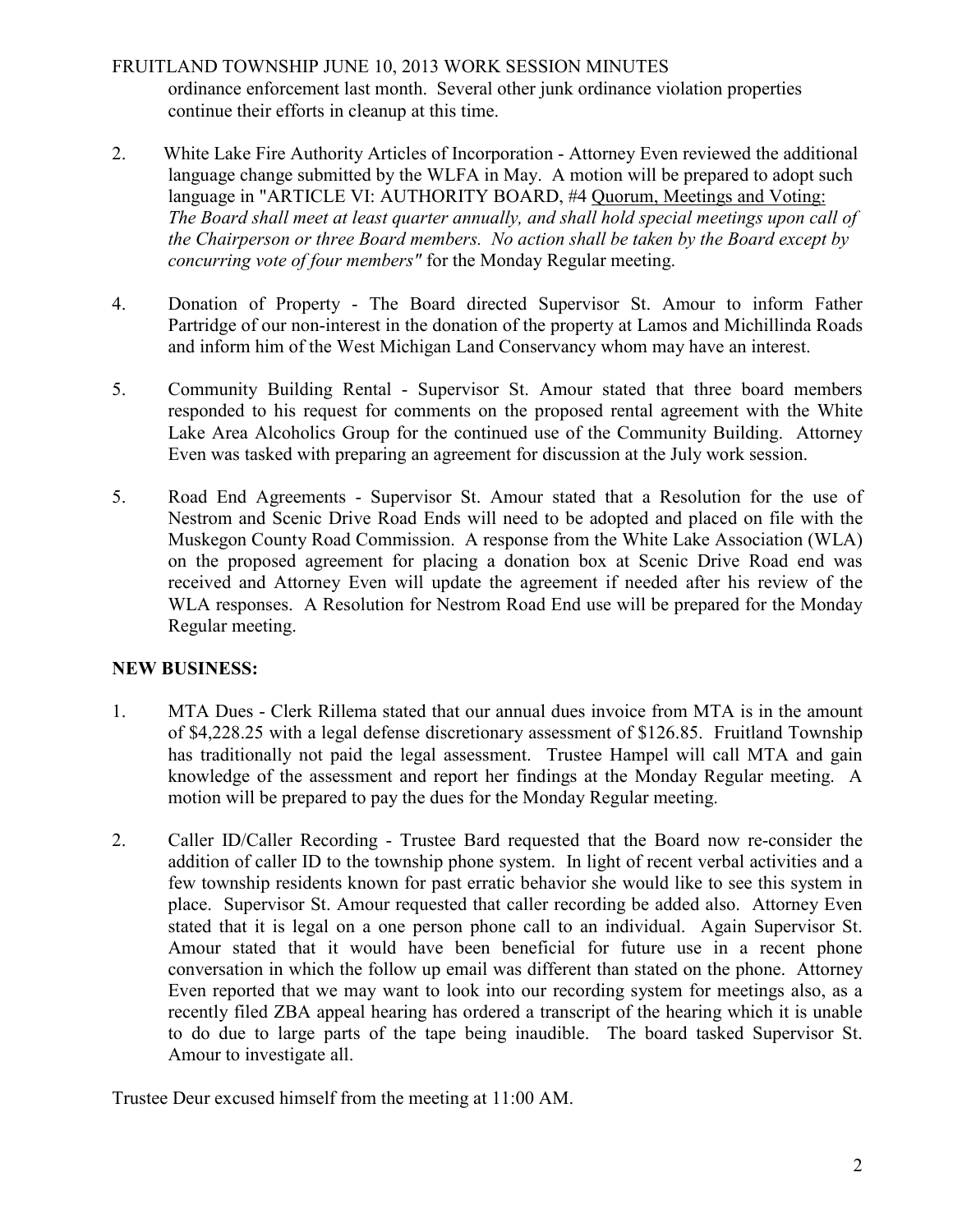ordinance enforcement last month. Several other junk ordinance violation properties continue their efforts in cleanup at this time.

2. White Lake Fire Authority Articles of Incorporation - Attorney Even reviewed the additional language change submitted by the WLFA in May. A motion will be prepared to adopt such language in "ARTICLE VI: AUTHORITY BOARD, #4 <u>Quorum, Meetings and Voting:</u> *The Board shall meet at least quarter annually, and shall hold special meetings upon call of the Chairperson or three Board members. No action shall be taken by the Board except by concurring vote of four members"* for the Monday Regular meeting.

4. Donation of Property - The Board directed Supervisor St. Amour to inform Father Partridge of our non-interest in the donation of the property at Lamos and Michillinda Roads and inform him of the West Michigan Land Conservancy whom may have an interest.

5. Community Building Rental - Supervisor St. Amour stated that three board members responded to his request for comments on the proposed rental agreement with the White Lake Area Alcoholics Group for the continued use of the Community Building. Attorney Even was tasked with preparing an agreement for discussion at the July work session.

5. Road End Agreements - Supervisor St. Amour stated that a Resolution for the use of Nestrom and Scenic Drive Road Ends will need to be adopted and placed on file with the Muskegon County Road Commission. A response from the White Lake Association (WLA) on the proposed agreement for placing a donation box at Scenic Drive Road end was received and Attorney Even will update the agreement if needed after his review of the WLA responses. A Resolution for Nestrom Road End use will be prepared for the Monday Regular meeting.

**NEW BUSINESS:**

1. MTA Dues - Clerk Rillema stated that our annual dues invoice from MTA is in the amount of $4,228.25 with a legal defense discretionary assessment of $126.85. Fruitland Township has traditionally not paid the legal assessment. Trustee Hampel will call MTA and gain knowledge of the assessment and report her findings at the Monday Regular meeting. A motion will be prepared to pay the dues for the Monday Regular meeting.

2. Caller ID/Caller Recording - Trustee Bard requested that the Board now re-consider the addition of caller ID to the township phone system. In light of recent verbal activities and a few township residents known for past erratic behavior she would like to see this system in place. Supervisor St. Amour requested that caller recording be added also. Attorney Even stated that it is legal on a one person phone call to an individual. Again Supervisor St. Amour stated that it would have been beneficial for future use in a recent phone conversation in which the follow up email was different than stated on the phone. Attorney Even reported that we may want to look into our recording system for meetings also, as a recently filed ZBA appeal hearing has ordered a transcript of the hearing which it is unable to do due to large parts of the tape being inaudible. The board tasked Supervisor St. Amour to investigate all.

Trustee Deur excused himself from the meeting at 11:00 AM.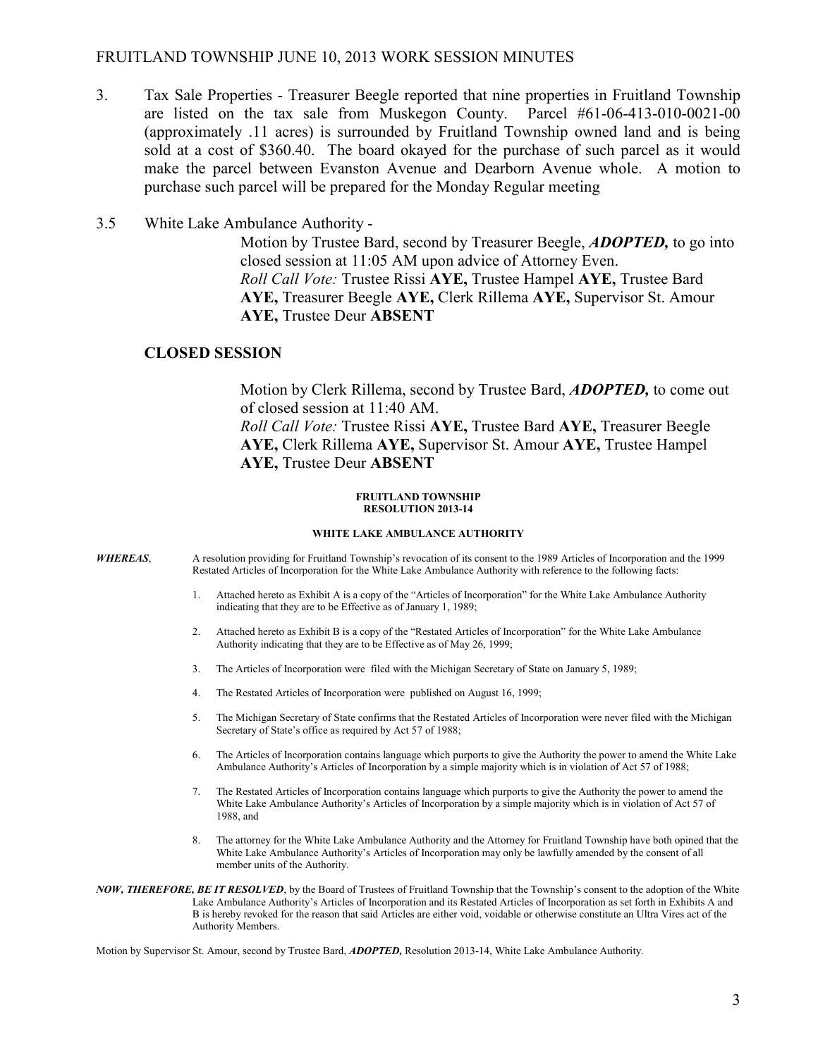3. Tax Sale Properties - Treasurer Beegle reported that nine properties in Fruitland Township are listed on the tax sale from Muskegon County. Parcel #61-06-413-010-0021-00 (approximately .11 acres) is surrounded by Fruitland Township owned land and is being sold at a cost of $360.40. The board okayed for the purchase of such parcel as it would make the parcel between Evanston Avenue and Dearborn Avenue whole. A motion to purchase such parcel will be prepared for the Monday Regular meeting

3.5 White Lake Ambulance Authority -

Motion by Trustee Bard, second by Treasurer Beegle, ***ADOPTED,*** to go into closed session at 11:05 AM upon advice of Attorney Even.
*Roll Call Vote:* Trustee Rissi **AYE,** Trustee Hampel **AYE,** Trustee Bard **AYE,** Treasurer Beegle **AYE,** Clerk Rillema **AYE,** Supervisor St. Amour **AYE,** Trustee Deur **ABSENT**

## CLOSED SESSION

Motion by Clerk Rillema, second by Trustee Bard, ***ADOPTED,*** to come out of closed session at 11:40 AM.
*Roll Call Vote:* Trustee Rissi **AYE,** Trustee Bard **AYE,** Treasurer Beegle **AYE,** Clerk Rillema **AYE,** Supervisor St. Amour **AYE,** Trustee Hampel **AYE,** Trustee Deur **ABSENT**

**FRUITLAND TOWNSHIP**
**RESOLUTION 2013-14**

**WHITE LAKE AMBULANCE AUTHORITY**

***WHEREAS***, A resolution providing for Fruitland Township's revocation of its consent to the 1989 Articles of Incorporation and the 1999 Restated Articles of Incorporation for the White Lake Ambulance Authority with reference to the following facts:

1. Attached hereto as Exhibit A is a copy of the "Articles of Incorporation" for the White Lake Ambulance Authority indicating that they are to be Effective as of January 1, 1989;

2. Attached hereto as Exhibit B is a copy of the "Restated Articles of Incorporation" for the White Lake Ambulance Authority indicating that they are to be Effective as of May 26, 1999;

3. The Articles of Incorporation were filed with the Michigan Secretary of State on January 5, 1989;

4. The Restated Articles of Incorporation were published on August 16, 1999;

5. The Michigan Secretary of State confirms that the Restated Articles of Incorporation were never filed with the Michigan Secretary of State's office as required by Act 57 of 1988;

6. The Articles of Incorporation contains language which purports to give the Authority the power to amend the White Lake Ambulance Authority's Articles of Incorporation by a simple majority which is in violation of Act 57 of 1988;

7. The Restated Articles of Incorporation contains language which purports to give the Authority the power to amend the White Lake Ambulance Authority's Articles of Incorporation by a simple majority which is in violation of Act 57 of 1988, and

8. The attorney for the White Lake Ambulance Authority and the Attorney for Fruitland Township have both opined that the White Lake Ambulance Authority's Articles of Incorporation may only be lawfully amended by the consent of all member units of the Authority.

***NOW, THEREFORE, BE IT RESOLVED***, by the Board of Trustees of Fruitland Township that the Township's consent to the adoption of the White Lake Ambulance Authority's Articles of Incorporation and its Restated Articles of Incorporation as set forth in Exhibits A and B is hereby revoked for the reason that said Articles are either void, voidable or otherwise constitute an Ultra Vires act of the Authority Members.

Motion by Supervisor St. Amour, second by Trustee Bard, ***ADOPTED,*** Resolution 2013-14, White Lake Ambulance Authority.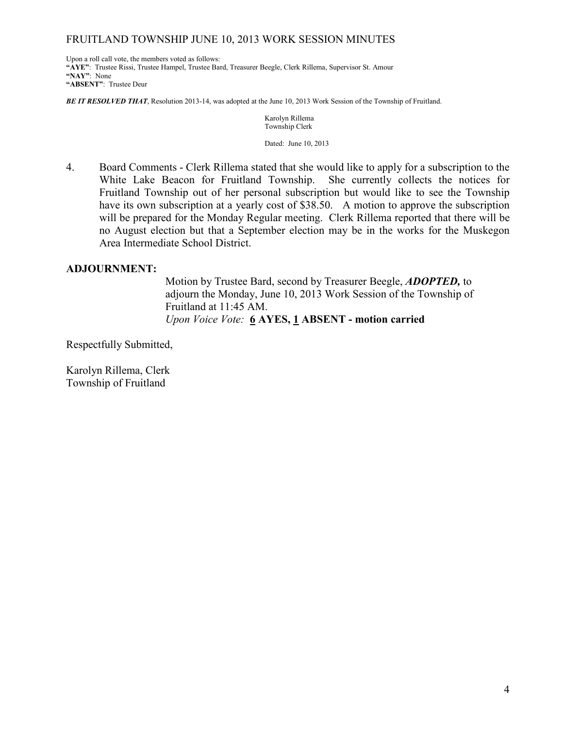Upon a roll call vote, the members voted as follows:
**"AYE"**: Trustee Rissi, Trustee Hampel, Trustee Bard, Treasurer Beegle, Clerk Rillema, Supervisor St. Amour
**"NAY"**: None
**"ABSENT"**: Trustee Deur

***BE IT RESOLVED THAT***, Resolution 2013-14, was adopted at the June 10, 2013 Work Session of the Township of Fruitland.

Karolyn Rillema
Township Clerk

Dated: June 10, 2013

4. Board Comments - Clerk Rillema stated that she would like to apply for a subscription to the White Lake Beacon for Fruitland Township. She currently collects the notices for Fruitland Township out of her personal subscription but would like to see the Township have its own subscription at a yearly cost of $38.50. A motion to approve the subscription will be prepared for the Monday Regular meeting. Clerk Rillema reported that there will be no August election but that a September election may be in the works for the Muskegon Area Intermediate School District.

**ADJOURNMENT:**

Motion by Trustee Bard, second by Treasurer Beegle, ***ADOPTED,*** to adjourn the Monday, June 10, 2013 Work Session of the Township of Fruitland at 11:45 AM.
*Upon Voice Vote:* **6 AYES, 1 ABSENT - motion carried**

Respectfully Submitted,

Karolyn Rillema, Clerk
Township of Fruitland